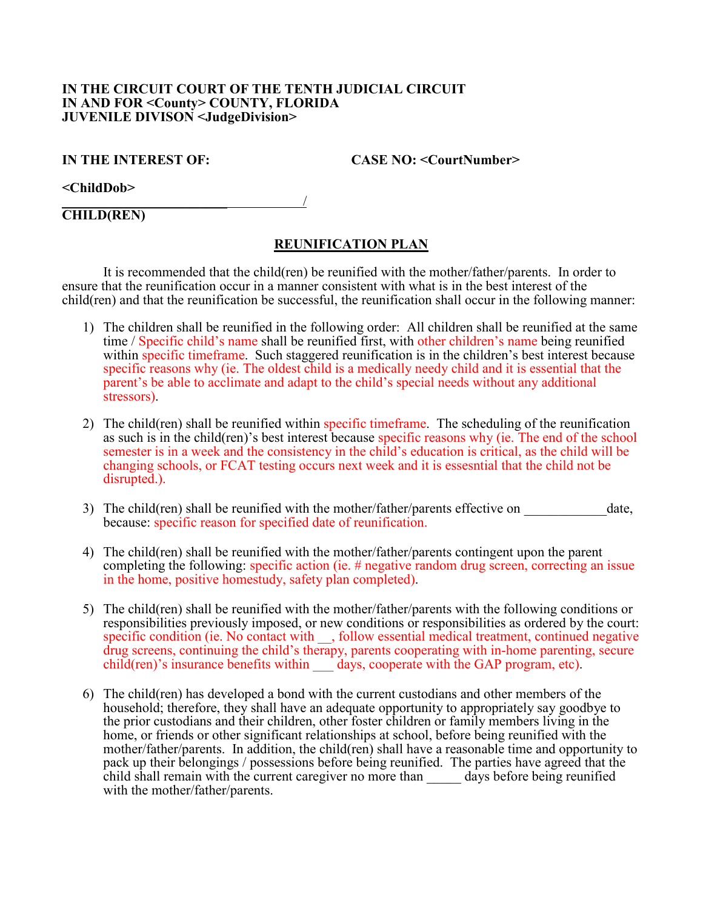**IN THE CIRCUIT COURT OF THE TENTH JUDICIAL CIRCUIT**
**IN AND FOR <County> COUNTY, FLORIDA**
**JUVENILE DIVISON <JudgeDivision>**

**IN THE INTEREST OF:** **CASE NO: <CourtNumber>**

**<ChildDob>**

______________________________/

**CHILD(REN)**

## REUNIFICATION PLAN

It is recommended that the child(ren) be reunified with the mother/father/parents. In order to ensure that the reunification occur in a manner consistent with what is in the best interest of the child(ren) and that the reunification be successful, the reunification shall occur in the following manner:

1) The children shall be reunified in the following order: All children shall be reunified at the same time / Specific child's name shall be reunified first, with other children's name being reunified within specific timeframe. Such staggered reunification is in the children's best interest because specific reasons why (ie. The oldest child is a medically needy child and it is essential that the parent's be able to acclimate and adapt to the child's special needs without any additional stressors).

2) The child(ren) shall be reunified within specific timeframe. The scheduling of the reunification as such is in the child(ren)'s best interest because specific reasons why (ie. The end of the school semester is in a week and the consistency in the child's education is critical, as the child will be changing schools, or FCAT testing occurs next week and it is essesntial that the child not be disrupted.).

3) The child(ren) shall be reunified with the mother/father/parents effective on ____________date, because: specific reason for specified date of reunification.

4) The child(ren) shall be reunified with the mother/father/parents contingent upon the parent completing the following: specific action (ie. # negative random drug screen, correcting an issue in the home, positive homestudy, safety plan completed).

5) The child(ren) shall be reunified with the mother/father/parents with the following conditions or responsibilities previously imposed, or new conditions or responsibilities as ordered by the court: specific condition (ie. No contact with __, follow essential medical treatment, continued negative drug screens, continuing the child's therapy, parents cooperating with in-home parenting, secure child(ren)'s insurance benefits within ___ days, cooperate with the GAP program, etc).

6) The child(ren) has developed a bond with the current custodians and other members of the household; therefore, they shall have an adequate opportunity to appropriately say goodbye to the prior custodians and their children, other foster children or family members living in the home, or friends or other significant relationships at school, before being reunified with the mother/father/parents. In addition, the child(ren) shall have a reasonable time and opportunity to pack up their belongings / possessions before being reunified. The parties have agreed that the child shall remain with the current caregiver no more than _____ days before being reunified with the mother/father/parents.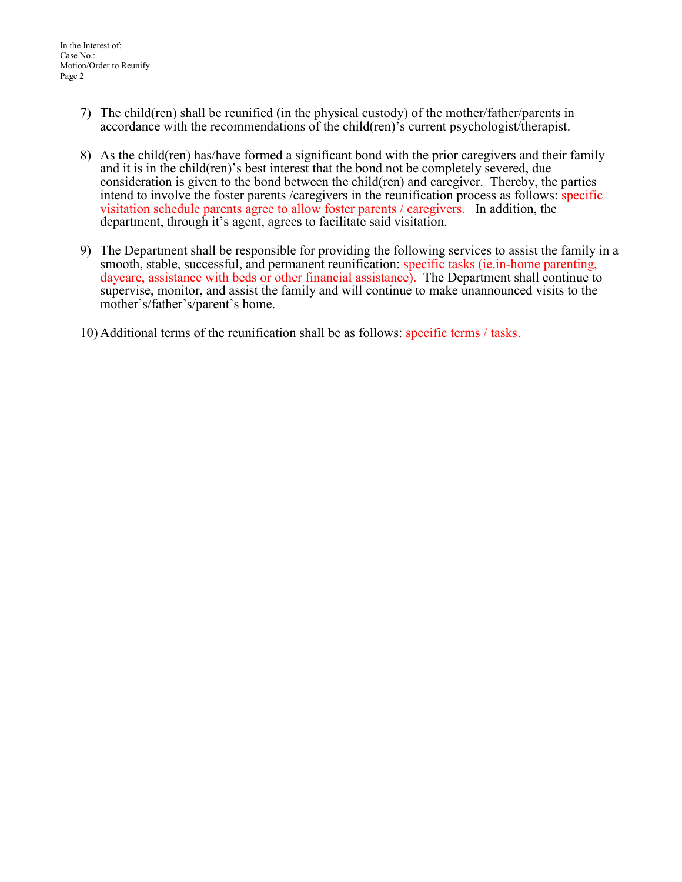7) The child(ren) shall be reunified (in the physical custody) of the mother/father/parents in accordance with the recommendations of the child(ren)'s current psychologist/therapist.

8) As the child(ren) has/have formed a significant bond with the prior caregivers and their family and it is in the child(ren)'s best interest that the bond not be completely severed, due consideration is given to the bond between the child(ren) and caregiver. Thereby, the parties intend to involve the foster parents /caregivers in the reunification process as follows: specific visitation schedule parents agree to allow foster parents / caregivers. In addition, the department, through it's agent, agrees to facilitate said visitation.

9) The Department shall be responsible for providing the following services to assist the family in a smooth, stable, successful, and permanent reunification: specific tasks (ie.in-home parenting, daycare, assistance with beds or other financial assistance). The Department shall continue to supervise, monitor, and assist the family and will continue to make unannounced visits to the mother's/father's/parent's home.

10) Additional terms of the reunification shall be as follows: specific terms / tasks.